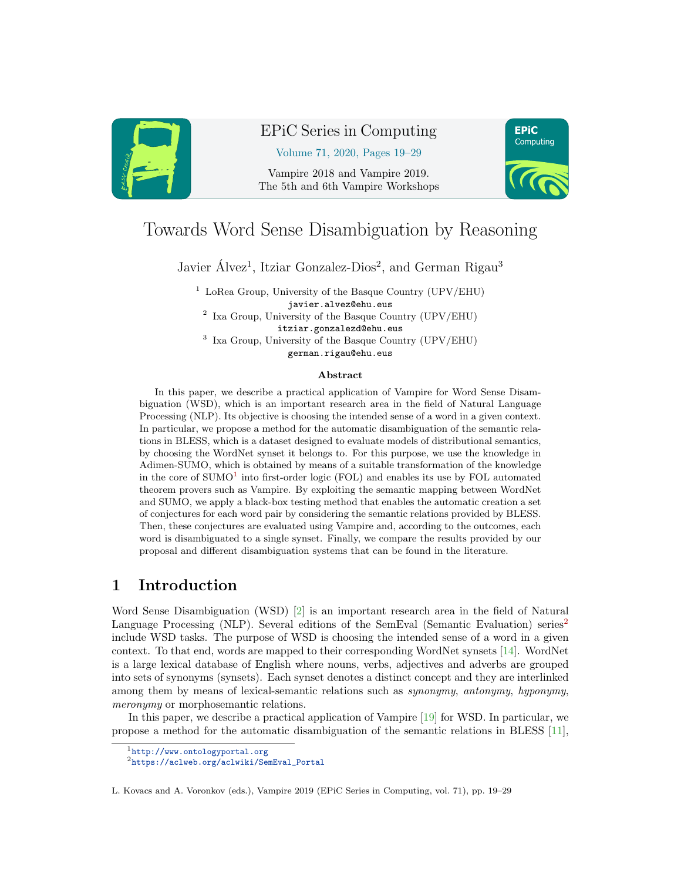# Towards Word Sense Disambiguation by Reasoning

Javier Álvez[1], Itziar Gonzalez-Dios[2], and German Rigau[3]

[1] LoRea Group, University of the Basque Country (UPV/EHU)
javier.alvez@ehu.eus
[2] Ixa Group, University of the Basque Country (UPV/EHU)
itziar.gonzalezd@ehu.eus
[3] Ixa Group, University of the Basque Country (UPV/EHU)
german.rigau@ehu.eus

**Abstract**

In this paper, we describe a practical application of Vampire for Word Sense Disambiguation (WSD), which is an important research area in the field of Natural Language Processing (NLP). Its objective is choosing the intended sense of a word in a given context. In particular, we propose a method for the automatic disambiguation of the semantic relations in BLESS, which is a dataset designed to evaluate models of distributional semantics, by choosing the WordNet synset it belongs to. For this purpose, we use the knowledge in Adimen-SUMO, which is obtained by means of a suitable transformation of the knowledge in the core of SUMO[1] into first-order logic (FOL) and enables its use by FOL automated theorem provers such as Vampire. By exploiting the semantic mapping between WordNet and SUMO, we apply a black-box testing method that enables the automatic creation a set of conjectures for each word pair by considering the semantic relations provided by BLESS. Then, these conjectures are evaluated using Vampire and, according to the outcomes, each word is disambiguated to a single synset. Finally, we compare the results provided by our proposal and different disambiguation systems that can be found in the literature.

## 1 Introduction

Word Sense Disambiguation (WSD) [2] is an important research area in the field of Natural Language Processing (NLP). Several editions of the SemEval (Semantic Evaluation) series[2] include WSD tasks. The purpose of WSD is choosing the intended sense of a word in a given context. To that end, words are mapped to their corresponding WordNet synsets [14]. WordNet is a large lexical database of English where nouns, verbs, adjectives and adverbs are grouped into sets of synonyms (synsets). Each synset denotes a distinct concept and they are interlinked among them by means of lexical-semantic relations such as *synonymy*, *antonymy*, *hyponymy*, *meronymy* or morphosemantic relations.

In this paper, we describe a practical application of Vampire [19] for WSD. In particular, we propose a method for the automatic disambiguation of the semantic relations in BLESS [11],

[1] http://www.ontologyportal.org
[2] https://aclweb.org/aclwiki/SemEval_Portal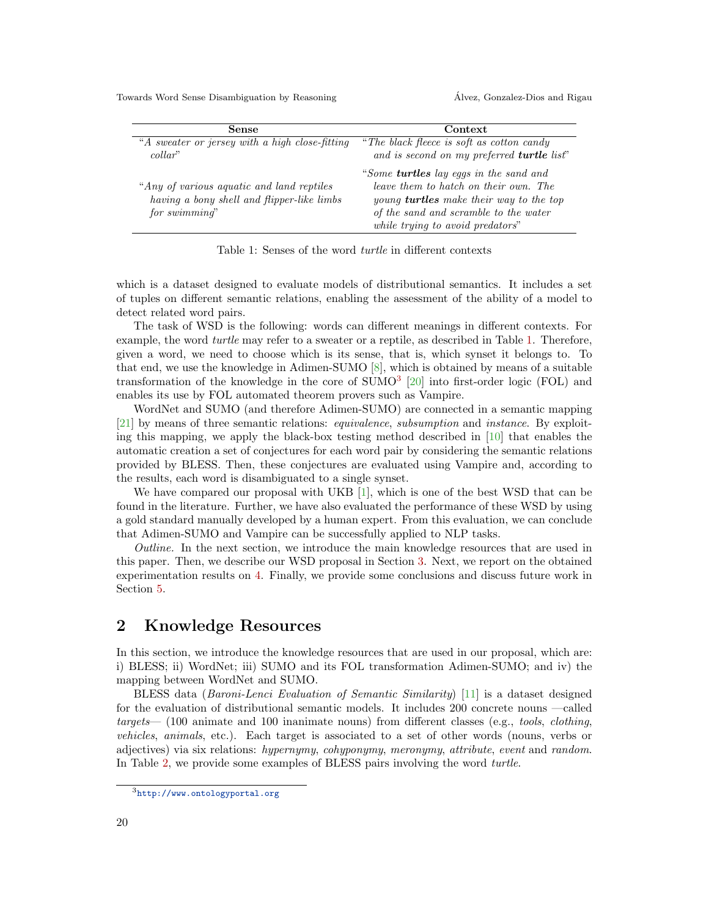| Sense | Context |
|---|---|
| "*A sweater or jersey with a high close-fitting collar*" | "*The black fleece is soft as cotton candy and is second on my preferred **turtle** list*" |
| "*Any of various aquatic and land reptiles having a bony shell and flipper-like limbs for swimming*" | "*Some **turtles** lay eggs in the sand and leave them to hatch on their own. The young **turtles** make their way to the top of the sand and scramble to the water while trying to avoid predators*" |

Table 1: Senses of the word *turtle* in different contexts

which is a dataset designed to evaluate models of distributional semantics. It includes a set of tuples on different semantic relations, enabling the assessment of the ability of a model to detect related word pairs.

The task of WSD is the following: words can different meanings in different contexts. For example, the word *turtle* may refer to a sweater or a reptile, as described in Table 1. Therefore, given a word, we need to choose which is its sense, that is, which synset it belongs to. To that end, we use the knowledge in Adimen-SUMO [8], which is obtained by means of a suitable transformation of the knowledge in the core of SUMO[3] [20] into first-order logic (FOL) and enables its use by FOL automated theorem provers such as Vampire.

WordNet and SUMO (and therefore Adimen-SUMO) are connected in a semantic mapping [21] by means of three semantic relations: *equivalence*, *subsumption* and *instance*. By exploiting this mapping, we apply the black-box testing method described in [10] that enables the automatic creation a set of conjectures for each word pair by considering the semantic relations provided by BLESS. Then, these conjectures are evaluated using Vampire and, according to the results, each word is disambiguated to a single synset.

We have compared our proposal with UKB [1], which is one of the best WSD that can be found in the literature. Further, we have also evaluated the performance of these WSD by using a gold standard manually developed by a human expert. From this evaluation, we can conclude that Adimen-SUMO and Vampire can be successfully applied to NLP tasks.

*Outline.* In the next section, we introduce the main knowledge resources that are used in this paper. Then, we describe our WSD proposal in Section 3. Next, we report on the obtained experimentation results on 4. Finally, we provide some conclusions and discuss future work in Section 5.

## 2 Knowledge Resources

In this section, we introduce the knowledge resources that are used in our proposal, which are: i) BLESS; ii) WordNet; iii) SUMO and its FOL transformation Adimen-SUMO; and iv) the mapping between WordNet and SUMO.

BLESS data (*Baroni-Lenci Evaluation of Semantic Similarity*) [11] is a dataset designed for the evaluation of distributional semantic models. It includes 200 concrete nouns —called *targets*— (100 animate and 100 inanimate nouns) from different classes (e.g., *tools*, *clothing*, *vehicles*, *animals*, etc.). Each target is associated to a set of other words (nouns, verbs or adjectives) via six relations: *hypernymy*, *cohyponymy*, *meronymy*, *attribute*, *event* and *random*. In Table 2, we provide some examples of BLESS pairs involving the word *turtle*.

[3] http://www.ontologyportal.org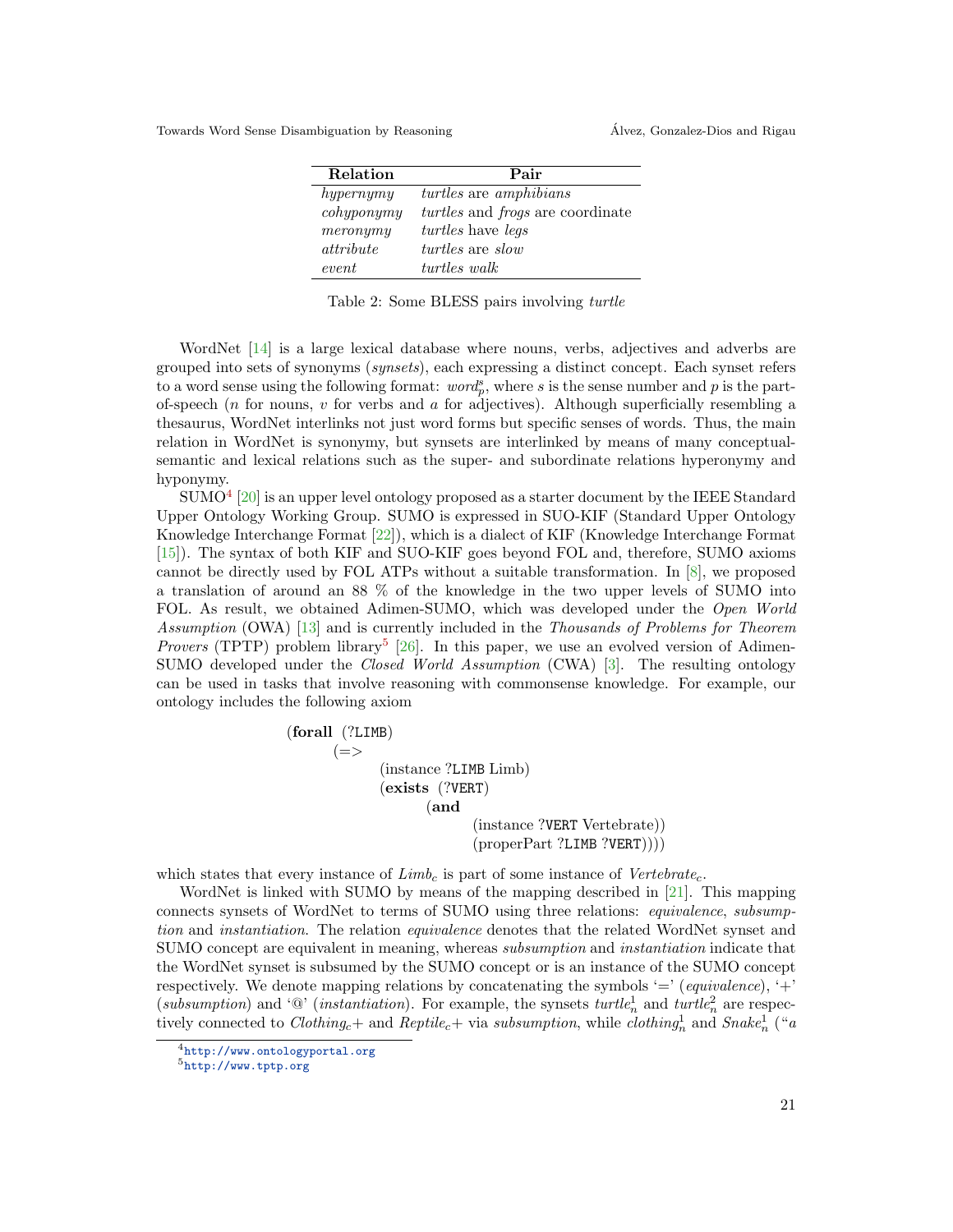| Relation | Pair |
|---|---|
| *hypernymy* | *turtles* are *amphibians* |
| *cohyponymy* | *turtles* and *frogs* are coordinate |
| *meronymy* | *turtles* have *legs* |
| *attribute* | *turtles* are *slow* |
| *event* | *turtles walk* |

Table 2: Some BLESS pairs involving *turtle*

WordNet [14] is a large lexical database where nouns, verbs, adjectives and adverbs are grouped into sets of synonyms (*synsets*), each expressing a distinct concept. Each synset refers to a word sense using the following format: $word_p^s$, where $s$ is the sense number and $p$ is the part-of-speech ($n$ for nouns, $v$ for verbs and $a$ for adjectives). Although superficially resembling a thesaurus, WordNet interlinks not just word forms but specific senses of words. Thus, the main relation in WordNet is synonymy, but synsets are interlinked by means of many conceptual-semantic and lexical relations such as the super- and subordinate relations hyperonymy and hyponymy.

SUMO[4] [20] is an upper level ontology proposed as a starter document by the IEEE Standard Upper Ontology Working Group. SUMO is expressed in SUO-KIF (Standard Upper Ontology Knowledge Interchange Format [22]), which is a dialect of KIF (Knowledge Interchange Format [15]). The syntax of both KIF and SUO-KIF goes beyond FOL and, therefore, SUMO axioms cannot be directly used by FOL ATPs without a suitable transformation. In [8], we proposed a translation of around an 88 % of the knowledge in the two upper levels of SUMO into FOL. As result, we obtained Adimen-SUMO, which was developed under the *Open World Assumption* (OWA) [13] and is currently included in the *Thousands of Problems for Theorem Provers* (TPTP) problem library[5] [26]. In this paper, we use an evolved version of Adimen-SUMO developed under the *Closed World Assumption* (CWA) [3]. The resulting ontology can be used in tasks that involve reasoning with commonsense knowledge. For example, our ontology includes the following axiom

```
(forall (?LIMB)
    (=>
        (instance ?LIMB Limb)
        (exists (?VERT)
            (and
                (instance ?VERT Vertebrate))
                (properPart ?LIMB ?VERT))))
```

which states that every instance of $Limb_c$ is part of some instance of $Vertebrate_c$.

WordNet is linked with SUMO by means of the mapping described in [21]. This mapping connects synsets of WordNet to terms of SUMO using three relations: *equivalence*, *subsumption* and *instantiation*. The relation *equivalence* denotes that the related WordNet synset and SUMO concept are equivalent in meaning, whereas *subsumption* and *instantiation* indicate that the WordNet synset is subsumed by the SUMO concept or is an instance of the SUMO concept respectively. We denote mapping relations by concatenating the symbols '=' (*equivalence*), '+' (*subsumption*) and '@' (*instantiation*). For example, the synsets $turtle_n^1$ and $turtle_n^2$ are respectively connected to $Clothing_c$+ and $Reptile_c$+ via *subsumption*, while $clothing_n^1$ and $Snake_n^1$ ("*a*

[4] http://www.ontologyportal.org

[5] http://www.tptp.org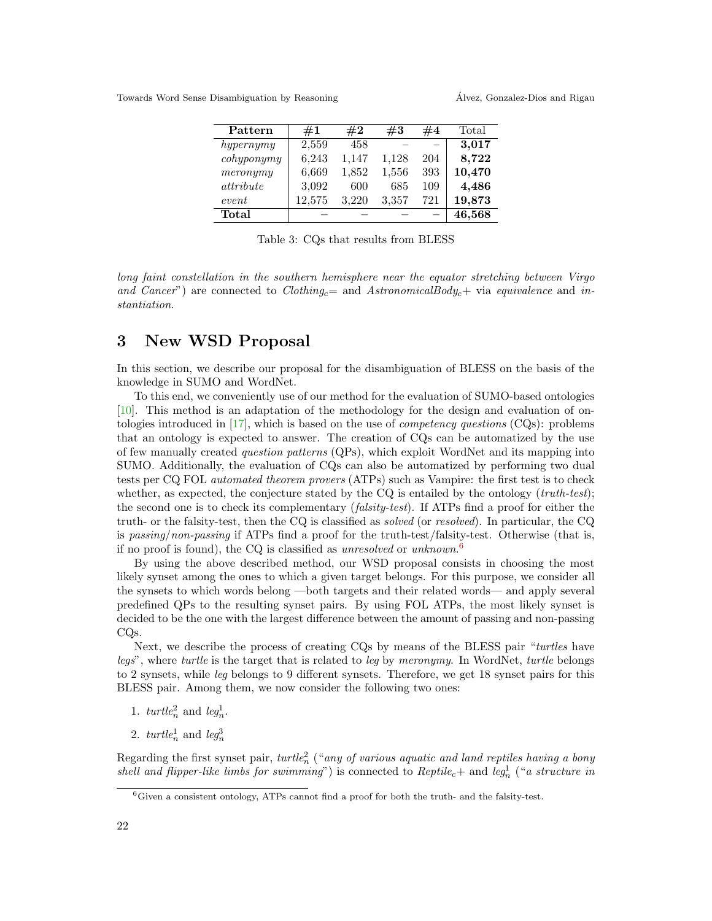| Pattern | #1 | #2 | #3 | #4 | Total |
|---|---|---|---|---|---|
| *hypernymy* | 2,559 | 458 | – | – | **3,017** |
| *cohyponymy* | 6,243 | 1,147 | 1,128 | 204 | **8,722** |
| *meronymy* | 6,669 | 1,852 | 1,556 | 393 | **10,470** |
| *attribute* | 3,092 | 600 | 685 | 109 | **4,486** |
| *event* | 12,575 | 3,220 | 3,357 | 721 | **19,873** |
| **Total** | – | – | – | – | **46,568** |

Table 3: CQs that results from BLESS

*long faint constellation in the southern hemisphere near the equator stretching between Virgo and Cancer*") are connected to $Clothing_c$= and $AstronomicalBody_c$+ via *equivalence* and *instantiation*.

## 3 New WSD Proposal

In this section, we describe our proposal for the disambiguation of BLESS on the basis of the knowledge in SUMO and WordNet.

To this end, we conveniently use of our method for the evaluation of SUMO-based ontologies [10]. This method is an adaptation of the methodology for the design and evaluation of ontologies introduced in [17], which is based on the use of *competency questions* (CQs): problems that an ontology is expected to answer. The creation of CQs can be automatized by the use of few manually created *question patterns* (QPs), which exploit WordNet and its mapping into SUMO. Additionally, the evaluation of CQs can also be automatized by performing two dual tests per CQ FOL *automated theorem provers* (ATPs) such as Vampire: the first test is to check whether, as expected, the conjecture stated by the CQ is entailed by the ontology (*truth-test*); the second one is to check its complementary (*falsity-test*). If ATPs find a proof for either the truth- or the falsity-test, then the CQ is classified as *solved* (or *resolved*). In particular, the CQ is *passing*/*non-passing* if ATPs find a proof for the truth-test/falsity-test. Otherwise (that is, if no proof is found), the CQ is classified as *unresolved* or *unknown*.[6]

By using the above described method, our WSD proposal consists in choosing the most likely synset among the ones to which a given target belongs. For this purpose, we consider all the synsets to which words belong —both targets and their related words— and apply several predefined QPs to the resulting synset pairs. By using FOL ATPs, the most likely synset is decided to be the one with the largest difference between the amount of passing and non-passing CQs.

Next, we describe the process of creating CQs by means of the BLESS pair "*turtles* have *legs*", where *turtle* is the target that is related to *leg* by *meronymy*. In WordNet, *turtle* belongs to 2 synsets, while *leg* belongs to 9 different synsets. Therefore, we get 18 synset pairs for this BLESS pair. Among them, we now consider the following two ones:

1. $turtle_n^2$ and $leg_n^1$.
2. $turtle_n^1$ and $leg_n^3$

Regarding the first synset pair, $turtle_n^2$ ("*any of various aquatic and land reptiles having a bony shell and flipper-like limbs for swimming*") is connected to $Reptile_c$+ and $leg_n^1$ ("*a structure in*

[6] Given a consistent ontology, ATPs cannot find a proof for both the truth- and the falsity-test.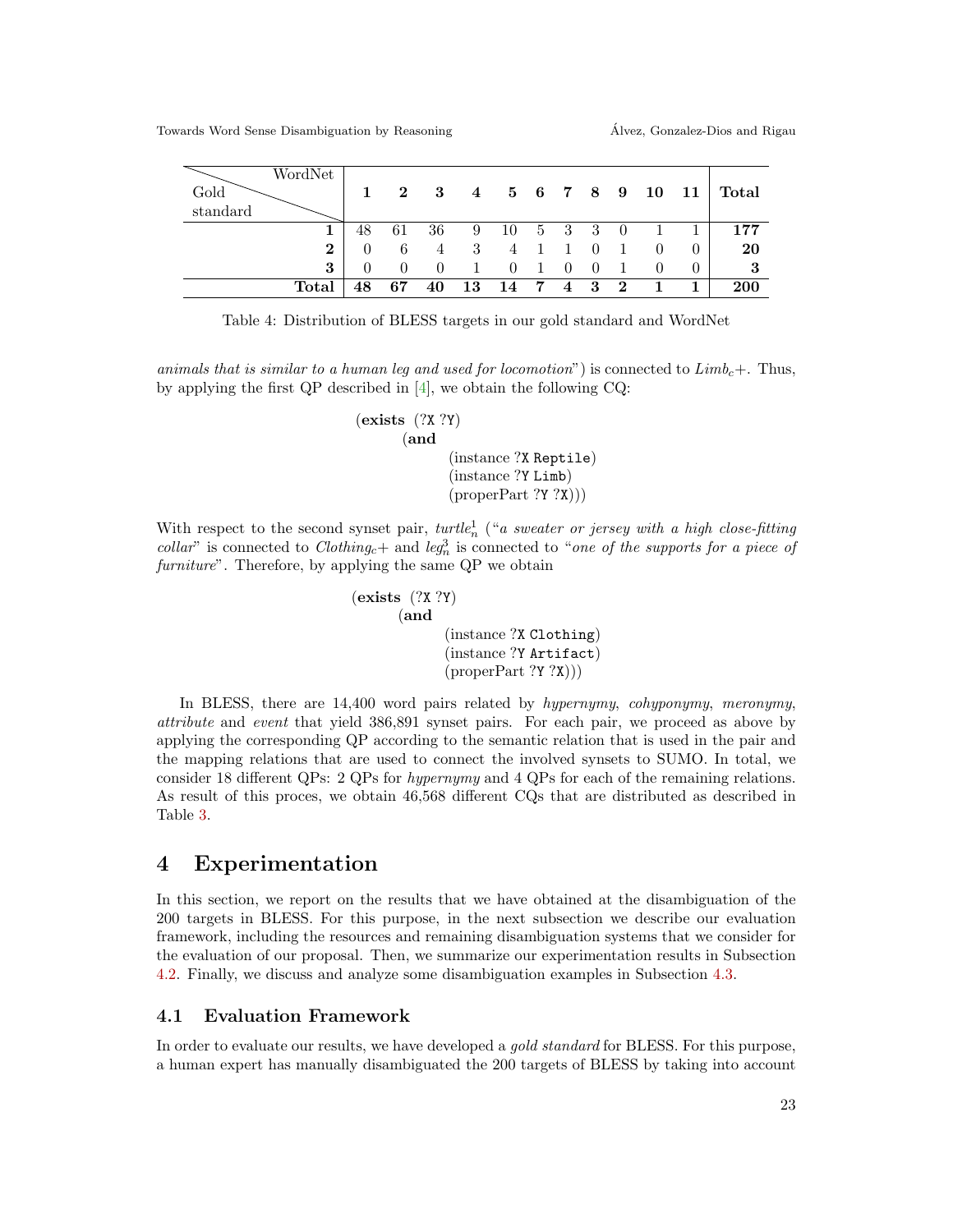| Gold standard \ WordNet | **1** | **2** | **3** | **4** | **5** | **6** | **7** | **8** | **9** | **10** | **11** | **Total** |
|---|---|---|---|---|---|---|---|---|---|---|---|---|
| **1** | 48 | 61 | 36 | 9 | 10 | 5 | 3 | 3 | 0 | 1 | 1 | **177** |
| **2** | 0 | 6 | 4 | 3 | 4 | 1 | 1 | 0 | 1 | 0 | 0 | **20** |
| **3** | 0 | 0 | 0 | 1 | 0 | 1 | 0 | 0 | 1 | 0 | 0 | **3** |
| **Total** | **48** | **67** | **40** | **13** | **14** | **7** | **4** | **3** | **2** | **1** | **1** | **200** |

Table 4: Distribution of BLESS targets in our gold standard and WordNet

*animals that is similar to a human leg and used for locomotion*") is connected to $Limb_c+$. Thus, by applying the first QP described in [4], we obtain the following CQ:

```
(exists (?X ?Y)
    (and
        (instance ?X Reptile)
        (instance ?Y Limb)
        (properPart ?Y ?X)))
```

With respect to the second synset pair, $turtle_n^1$ ("*a sweater or jersey with a high close-fitting collar*" is connected to $Clothing_c+$ and $leg_n^3$ is connected to "*one of the supports for a piece of furniture*". Therefore, by applying the same QP we obtain

```
(exists (?X ?Y)
    (and
        (instance ?X Clothing)
        (instance ?Y Artifact)
        (properPart ?Y ?X)))
```

In BLESS, there are 14,400 word pairs related by *hypernymy*, *cohyponymy*, *meronymy*, *attribute* and *event* that yield 386,891 synset pairs. For each pair, we proceed as above by applying the corresponding QP according to the semantic relation that is used in the pair and the mapping relations that are used to connect the involved synsets to SUMO. In total, we consider 18 different QPs: 2 QPs for *hypernymy* and 4 QPs for each of the remaining relations. As result of this proces, we obtain 46,568 different CQs that are distributed as described in Table 3.

# 4 Experimentation

In this section, we report on the results that we have obtained at the disambiguation of the 200 targets in BLESS. For this purpose, in the next subsection we describe our evaluation framework, including the resources and remaining disambiguation systems that we consider for the evaluation of our proposal. Then, we summarize our experimentation results in Subsection 4.2. Finally, we discuss and analyze some disambiguation examples in Subsection 4.3.

## 4.1 Evaluation Framework

In order to evaluate our results, we have developed a *gold standard* for BLESS. For this purpose, a human expert has manually disambiguated the 200 targets of BLESS by taking into account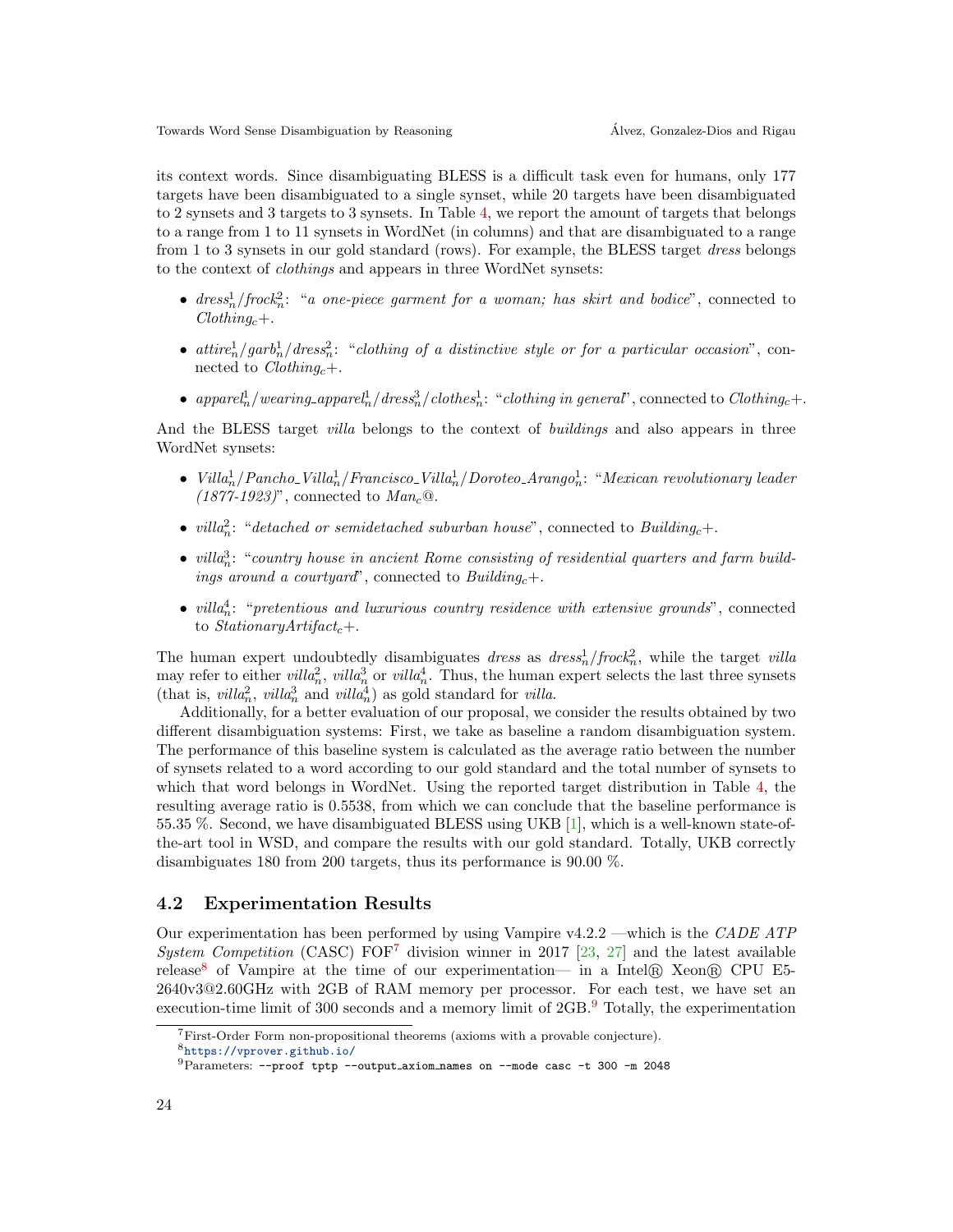its context words. Since disambiguating BLESS is a difficult task even for humans, only 177 targets have been disambiguated to a single synset, while 20 targets have been disambiguated to 2 synsets and 3 targets to 3 synsets. In Table 4, we report the amount of targets that belongs to a range from 1 to 11 synsets in WordNet (in columns) and that are disambiguated to a range from 1 to 3 synsets in our gold standard (rows). For example, the BLESS target *dress* belongs to the context of *clothings* and appears in three WordNet synsets:

- $dress^1_n/frock^2_n$: "*a one-piece garment for a woman; has skirt and bodice*", connected to $Clothing_c+$.
- $attire^1_n/garb^1_n/dress^2_n$: "*clothing of a distinctive style or for a particular occasion*", connected to $Clothing_c+$.
- $apparel^1_n/wearing\_apparel^1_n/dress^3_n/clothes^1_n$: "*clothing in general*", connected to $Clothing_c+$.

And the BLESS target *villa* belongs to the context of *buildings* and also appears in three WordNet synsets:

- $Villa^1_n/Pancho\_Villa^1_n/Francisco\_Villa^1_n/Doroteo\_Arango^1_n$: "*Mexican revolutionary leader (1877-1923)*", connected to $Man_c@$.
- $villa^2_n$: "*detached or semidetached suburban house*", connected to $Building_c+$.
- $villa^3_n$: "*country house in ancient Rome consisting of residential quarters and farm buildings around a courtyard*", connected to $Building_c+$.
- $villa^4_n$: "*pretentious and luxurious country residence with extensive grounds*", connected to $StationaryArtifact_c+$.

The human expert undoubtedly disambiguates *dress* as $dress^1_n/frock^2_n$, while the target *villa* may refer to either $villa^2_n$, $villa^3_n$ or $villa^4_n$. Thus, the human expert selects the last three synsets (that is, $villa^2_n$, $villa^3_n$ and $villa^4_n$) as gold standard for *villa*.

Additionally, for a better evaluation of our proposal, we consider the results obtained by two different disambiguation systems: First, we take as baseline a random disambiguation system. The performance of this baseline system is calculated as the average ratio between the number of synsets related to a word according to our gold standard and the total number of synsets to which that word belongs in WordNet. Using the reported target distribution in Table 4, the resulting average ratio is 0.5538, from which we can conclude that the baseline performance is 55.35 %. Second, we have disambiguated BLESS using UKB [1], which is a well-known state-of-the-art tool in WSD, and compare the results with our gold standard. Totally, UKB correctly disambiguates 180 from 200 targets, thus its performance is 90.00 %.

## 4.2 Experimentation Results

Our experimentation has been performed by using Vampire v4.2.2 —which is the *CADE ATP System Competition* (CASC) FOF[7] division winner in 2017 [23, 27] and the latest available release[8] of Vampire at the time of our experimentation— in a Intel® Xeon® CPU E5-2640v3@2.60GHz with 2GB of RAM memory per processor. For each test, we have set an execution-time limit of 300 seconds and a memory limit of 2GB.[9] Totally, the experimentation

[7] First-Order Form non-propositional theorems (axioms with a provable conjecture).

[8] https://vprover.github.io/

[9] Parameters: `--proof tptp --output_axiom_names on --mode casc -t 300 -m 2048`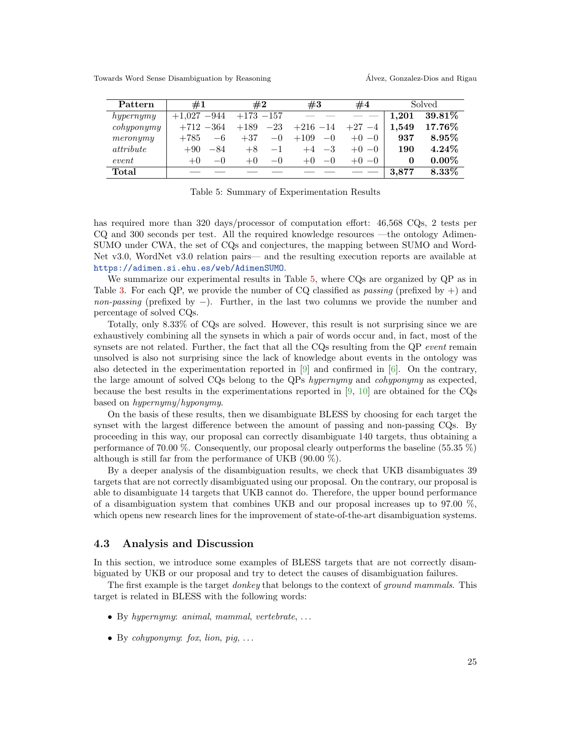| Pattern | #1 | | #2 | | #3 | | #4 | | Solved | |
|---|---|---|---|---|---|---|---|---|---|---|
| *hypernymy* | +1,027 | −944 | +173 | −157 | — | — | — | — | **1,201** | **39.81%** |
| *cohyponymy* | +712 | −364 | +189 | −23 | +216 | −14 | +27 | −4 | **1,549** | **17.76%** |
| *meronymy* | +785 | −6 | +37 | −0 | +109 | −0 | +0 | −0 | **937** | **8.95%** |
| *attribute* | +90 | −84 | +8 | −1 | +4 | −3 | +0 | −0 | **190** | **4.24%** |
| *event* | +0 | −0 | +0 | −0 | +0 | −0 | +0 | −0 | **0** | **0.00%** |
| **Total** | — | — | — | — | — | — | — | — | **3,877** | **8.33%** |

Table 5: Summary of Experimentation Results

has required more than 320 days/processor of computation effort: 46,568 CQs, 2 tests per CQ and 300 seconds per test. All the required knowledge resources —the ontology Adimen-SUMO under CWA, the set of CQs and conjectures, the mapping between SUMO and WordNet v3.0, WordNet v3.0 relation pairs— and the resulting execution reports are available at https://adimen.si.ehu.es/web/AdimenSUMO.

We summarize our experimental results in Table 5, where CQs are organized by QP as in Table 3. For each QP, we provide the number of CQ classified as *passing* (prefixed by +) and *non-passing* (prefixed by −). Further, in the last two columns we provide the number and percentage of solved CQs.

Totally, only 8.33% of CQs are solved. However, this result is not surprising since we are exhaustively combining all the synsets in which a pair of words occur and, in fact, most of the synsets are not related. Further, the fact that all the CQs resulting from the QP *event* remain unsolved is also not surprising since the lack of knowledge about events in the ontology was also detected in the experimentation reported in [9] and confirmed in [6]. On the contrary, the large amount of solved CQs belong to the QPs *hypernymy* and *cohyponymy* as expected, because the best results in the experimentations reported in [9, 10] are obtained for the CQs based on *hypernymy*/*hyponymy*.

On the basis of these results, then we disambiguate BLESS by choosing for each target the synset with the largest difference between the amount of passing and non-passing CQs. By proceeding in this way, our proposal can correctly disambiguate 140 targets, thus obtaining a performance of 70.00 %. Consequently, our proposal clearly outperforms the baseline (55.35 %) although is still far from the performance of UKB (90.00 %).

By a deeper analysis of the disambiguation results, we check that UKB disambiguates 39 targets that are not correctly disambiguated using our proposal. On the contrary, our proposal is able to disambiguate 14 targets that UKB cannot do. Therefore, the upper bound performance of a disambiguation system that combines UKB and our proposal increases up to 97.00 %, which opens new research lines for the improvement of state-of-the-art disambiguation systems.

### 4.3 Analysis and Discussion

In this section, we introduce some examples of BLESS targets that are not correctly disambiguated by UKB or our proposal and try to detect the causes of disambiguation failures.

The first example is the target *donkey* that belongs to the context of *ground mammals*. This target is related in BLESS with the following words:

- By *hypernymy*: *animal*, *mammal*, *vertebrate*, ...
- By *cohyponymy*: *fox*, *lion*, *pig*, ...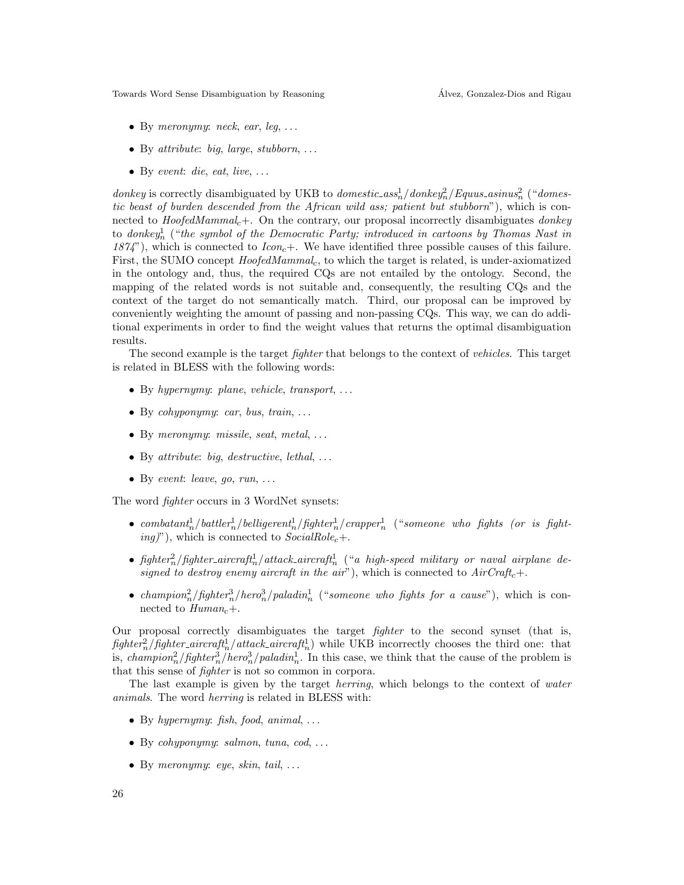- By *meronymy*: *neck*, *ear*, *leg*, ...
- By *attribute*: *big*, *large*, *stubborn*, ...
- By *event*: *die*, *eat*, *live*, ...

*donkey* is correctly disambiguated by UKB to $domestic\_ass^1_n/donkey^2_n/Equus\_asinus^2_n$ ("*domestic beast of burden descended from the African wild ass; patient but stubborn*"), which is connected to $HoofedMammal_c+$. On the contrary, our proposal incorrectly disambiguates *donkey* to $donkey^1_n$ ("*the symbol of the Democratic Party; introduced in cartoons by Thomas Nast in 1874*"), which is connected to $Icon_c+$. We have identified three possible causes of this failure. First, the SUMO concept $HoofedMammal_c$, to which the target is related, is under-axiomatized in the ontology and, thus, the required CQs are not entailed by the ontology. Second, the mapping of the related words is not suitable and, consequently, the resulting CQs and the context of the target do not semantically match. Third, our proposal can be improved by conveniently weighting the amount of passing and non-passing CQs. This way, we can do additional experiments in order to find the weight values that returns the optimal disambiguation results.

The second example is the target *fighter* that belongs to the context of *vehicles*. This target is related in BLESS with the following words:

- By *hypernymy*: *plane*, *vehicle*, *transport*, ...
- By *cohyponymy*: *car*, *bus*, *train*, ...
- By *meronymy*: *missile*, *seat*, *metal*, ...
- By *attribute*: *big*, *destructive*, *lethal*, ...
- By *event*: *leave*, *go*, *run*, ...

The word *fighter* occurs in 3 WordNet synsets:

- $combatant^1_n/battler^1_n/belligerent^1_n/fighter^1_n/crapper^1_n$ ("*someone who fights (or is fighting)*"), which is connected to $SocialRole_c+$.
- $fighter^2_n/fighter\_aircraft^1_n/attack\_aircraft^1_n$ ("*a high-speed military or naval airplane designed to destroy enemy aircraft in the air*"), which is connected to $AirCraft_c+$.
- $champion^2_n/fighter^3_n/hero^3_n/paladin^1_n$ ("*someone who fights for a cause*"), which is connected to $Human_c+$.

Our proposal correctly disambiguates the target *fighter* to the second synset (that is, $fighter^2_n/fighter\_aircraft^1_n/attack\_aircraft^1_n$) while UKB incorrectly chooses the third one: that is, $champion^2_n/fighter^3_n/hero^3_n/paladin^1_n$. In this case, we think that the cause of the problem is that this sense of *fighter* is not so common in corpora.

The last example is given by the target *herring*, which belongs to the context of *water animals*. The word *herring* is related in BLESS with:

- By *hypernymy*: *fish*, *food*, *animal*, ...
- By *cohyponymy*: *salmon*, *tuna*, *cod*, ...
- By *meronymy*: *eye*, *skin*, *tail*, ...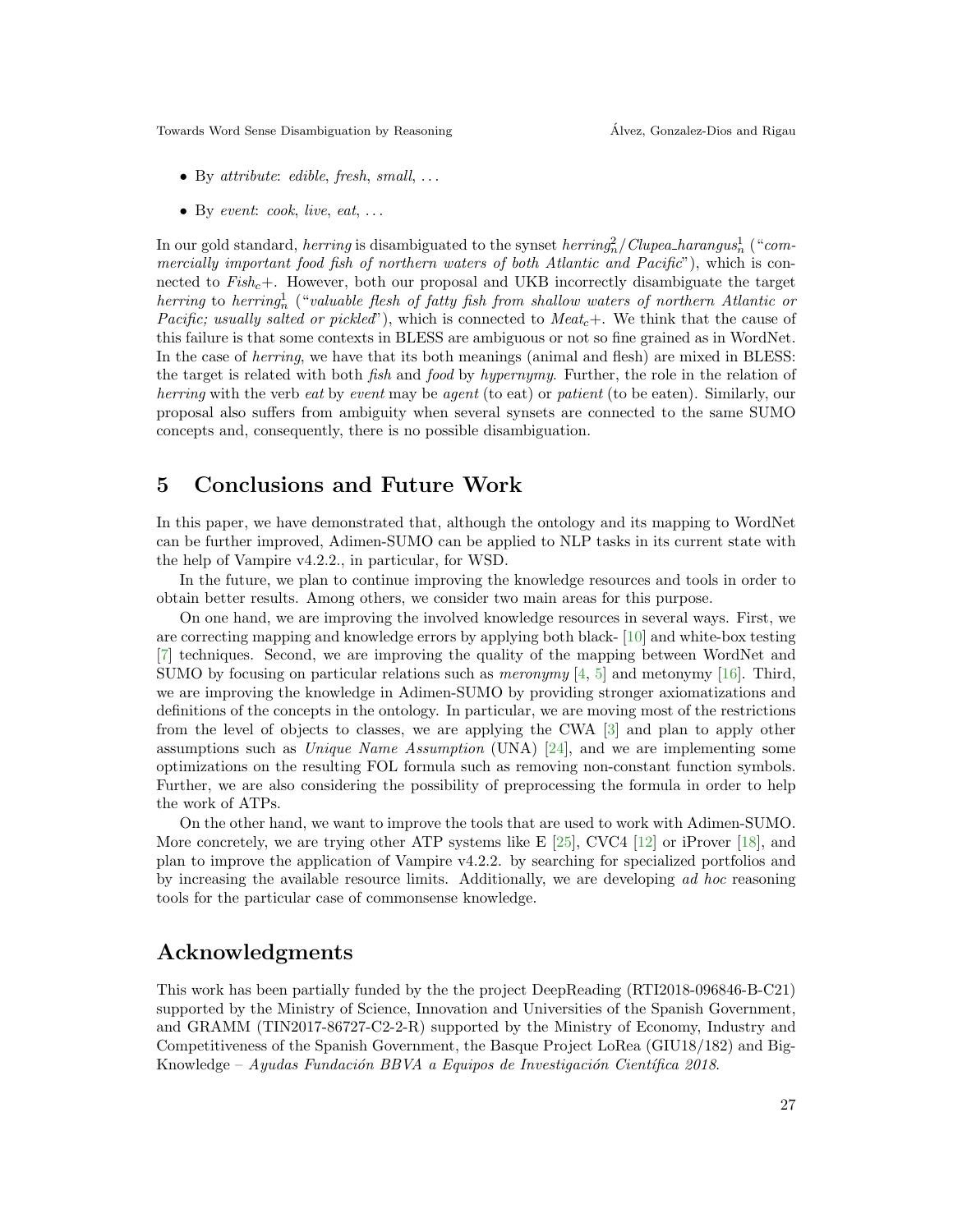- By *attribute*: *edible*, *fresh*, *small*, ...
- By *event*: *cook*, *live*, *eat*, ...

In our gold standard, *herring* is disambiguated to the synset $herring^2_n$/*Clupea_harangus*$^1_n$ ("*commercially important food fish of northern waters of both Atlantic and Pacific*"), which is connected to $Fish_c+$. However, both our proposal and UKB incorrectly disambiguate the target *herring* to $herring^1_n$ ("*valuable flesh of fatty fish from shallow waters of northern Atlantic or Pacific; usually salted or pickled*"), which is connected to $Meat_c+$. We think that the cause of this failure is that some contexts in BLESS are ambiguous or not so fine grained as in WordNet. In the case of *herring*, we have that its both meanings (animal and flesh) are mixed in BLESS: the target is related with both *fish* and *food* by *hypernymy*. Further, the role in the relation of *herring* with the verb *eat* by *event* may be *agent* (to eat) or *patient* (to be eaten). Similarly, our proposal also suffers from ambiguity when several synsets are connected to the same SUMO concepts and, consequently, there is no possible disambiguation.

## 5 Conclusions and Future Work

In this paper, we have demonstrated that, although the ontology and its mapping to WordNet can be further improved, Adimen-SUMO can be applied to NLP tasks in its current state with the help of Vampire v4.2.2., in particular, for WSD.

In the future, we plan to continue improving the knowledge resources and tools in order to obtain better results. Among others, we consider two main areas for this purpose.

On one hand, we are improving the involved knowledge resources in several ways. First, we are correcting mapping and knowledge errors by applying both black- [10] and white-box testing [7] techniques. Second, we are improving the quality of the mapping between WordNet and SUMO by focusing on particular relations such as *meronymy* [4, 5] and metonymy [16]. Third, we are improving the knowledge in Adimen-SUMO by providing stronger axiomatizations and definitions of the concepts in the ontology. In particular, we are moving most of the restrictions from the level of objects to classes, we are applying the CWA [3] and plan to apply other assumptions such as *Unique Name Assumption* (UNA) [24], and we are implementing some optimizations on the resulting FOL formula such as removing non-constant function symbols. Further, we are also considering the possibility of preprocessing the formula in order to help the work of ATPs.

On the other hand, we want to improve the tools that are used to work with Adimen-SUMO. More concretely, we are trying other ATP systems like E [25], CVC4 [12] or iProver [18], and plan to improve the application of Vampire v4.2.2. by searching for specialized portfolios and by increasing the available resource limits. Additionally, we are developing *ad hoc* reasoning tools for the particular case of commonsense knowledge.

## Acknowledgments

This work has been partially funded by the the project DeepReading (RTI2018-096846-B-C21) supported by the Ministry of Science, Innovation and Universities of the Spanish Government, and GRAMM (TIN2017-86727-C2-2-R) supported by the Ministry of Economy, Industry and Competitiveness of the Spanish Government, the Basque Project LoRea (GIU18/182) and BigKnowledge – *Ayudas Fundación BBVA a Equipos de Investigación Científica 2018*.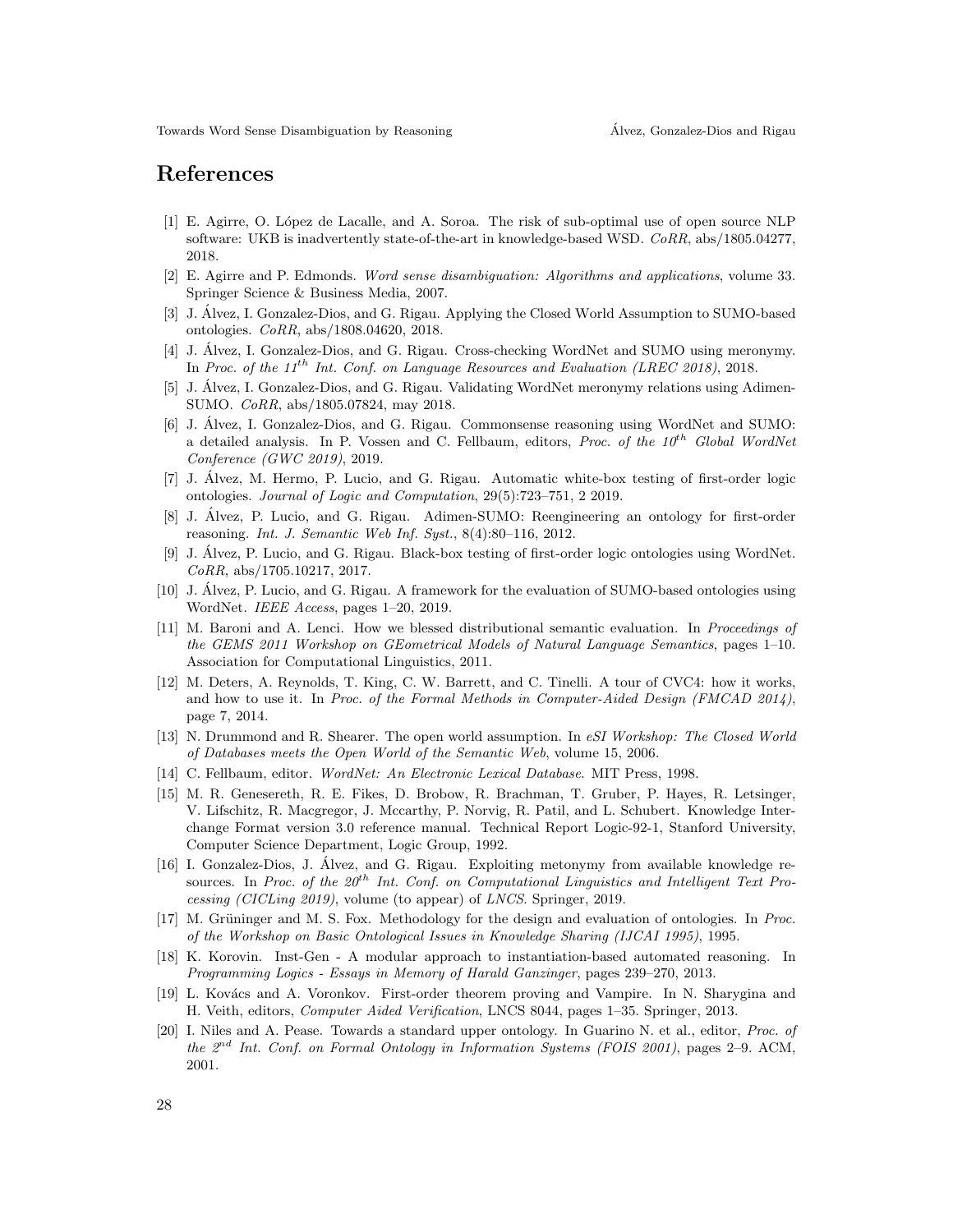# References

[1] E. Agirre, O. López de Lacalle, and A. Soroa. The risk of sub-optimal use of open source NLP software: UKB is inadvertently state-of-the-art in knowledge-based WSD. *CoRR*, abs/1805.04277, 2018.

[2] E. Agirre and P. Edmonds. *Word sense disambiguation: Algorithms and applications*, volume 33. Springer Science & Business Media, 2007.

[3] J. Álvez, I. Gonzalez-Dios, and G. Rigau. Applying the Closed World Assumption to SUMO-based ontologies. *CoRR*, abs/1808.04620, 2018.

[4] J. Álvez, I. Gonzalez-Dios, and G. Rigau. Cross-checking WordNet and SUMO using meronymy. In *Proc. of the 11th Int. Conf. on Language Resources and Evaluation (LREC 2018)*, 2018.

[5] J. Álvez, I. Gonzalez-Dios, and G. Rigau. Validating WordNet meronymy relations using Adimen-SUMO. *CoRR*, abs/1805.07824, may 2018.

[6] J. Álvez, I. Gonzalez-Dios, and G. Rigau. Commonsense reasoning using WordNet and SUMO: a detailed analysis. In P. Vossen and C. Fellbaum, editors, *Proc. of the 10th Global WordNet Conference (GWC 2019)*, 2019.

[7] J. Álvez, M. Hermo, P. Lucio, and G. Rigau. Automatic white-box testing of first-order logic ontologies. *Journal of Logic and Computation*, 29(5):723–751, 2 2019.

[8] J. Álvez, P. Lucio, and G. Rigau. Adimen-SUMO: Reengineering an ontology for first-order reasoning. *Int. J. Semantic Web Inf. Syst.*, 8(4):80–116, 2012.

[9] J. Álvez, P. Lucio, and G. Rigau. Black-box testing of first-order logic ontologies using WordNet. *CoRR*, abs/1705.10217, 2017.

[10] J. Álvez, P. Lucio, and G. Rigau. A framework for the evaluation of SUMO-based ontologies using WordNet. *IEEE Access*, pages 1–20, 2019.

[11] M. Baroni and A. Lenci. How we blessed distributional semantic evaluation. In *Proceedings of the GEMS 2011 Workshop on GEometrical Models of Natural Language Semantics*, pages 1–10. Association for Computational Linguistics, 2011.

[12] M. Deters, A. Reynolds, T. King, C. W. Barrett, and C. Tinelli. A tour of CVC4: how it works, and how to use it. In *Proc. of the Formal Methods in Computer-Aided Design (FMCAD 2014)*, page 7, 2014.

[13] N. Drummond and R. Shearer. The open world assumption. In *eSI Workshop: The Closed World of Databases meets the Open World of the Semantic Web*, volume 15, 2006.

[14] C. Fellbaum, editor. *WordNet: An Electronic Lexical Database*. MIT Press, 1998.

[15] M. R. Genesereth, R. E. Fikes, D. Brobow, R. Brachman, T. Gruber, P. Hayes, R. Letsinger, V. Lifschitz, R. Macgregor, J. Mccarthy, P. Norvig, R. Patil, and L. Schubert. Knowledge Interchange Format version 3.0 reference manual. Technical Report Logic-92-1, Stanford University, Computer Science Department, Logic Group, 1992.

[16] I. Gonzalez-Dios, J. Álvez, and G. Rigau. Exploiting metonymy from available knowledge resources. In *Proc. of the 20th Int. Conf. on Computational Linguistics and Intelligent Text Processing (CICLing 2019)*, volume (to appear) of *LNCS*. Springer, 2019.

[17] M. Grüninger and M. S. Fox. Methodology for the design and evaluation of ontologies. In *Proc. of the Workshop on Basic Ontological Issues in Knowledge Sharing (IJCAI 1995)*, 1995.

[18] K. Korovin. Inst-Gen - A modular approach to instantiation-based automated reasoning. In *Programming Logics - Essays in Memory of Harald Ganzinger*, pages 239–270, 2013.

[19] L. Kovács and A. Voronkov. First-order theorem proving and Vampire. In N. Sharygina and H. Veith, editors, *Computer Aided Verification*, LNCS 8044, pages 1–35. Springer, 2013.

[20] I. Niles and A. Pease. Towards a standard upper ontology. In Guarino N. et al., editor, *Proc. of the 2nd Int. Conf. on Formal Ontology in Information Systems (FOIS 2001)*, pages 2–9. ACM, 2001.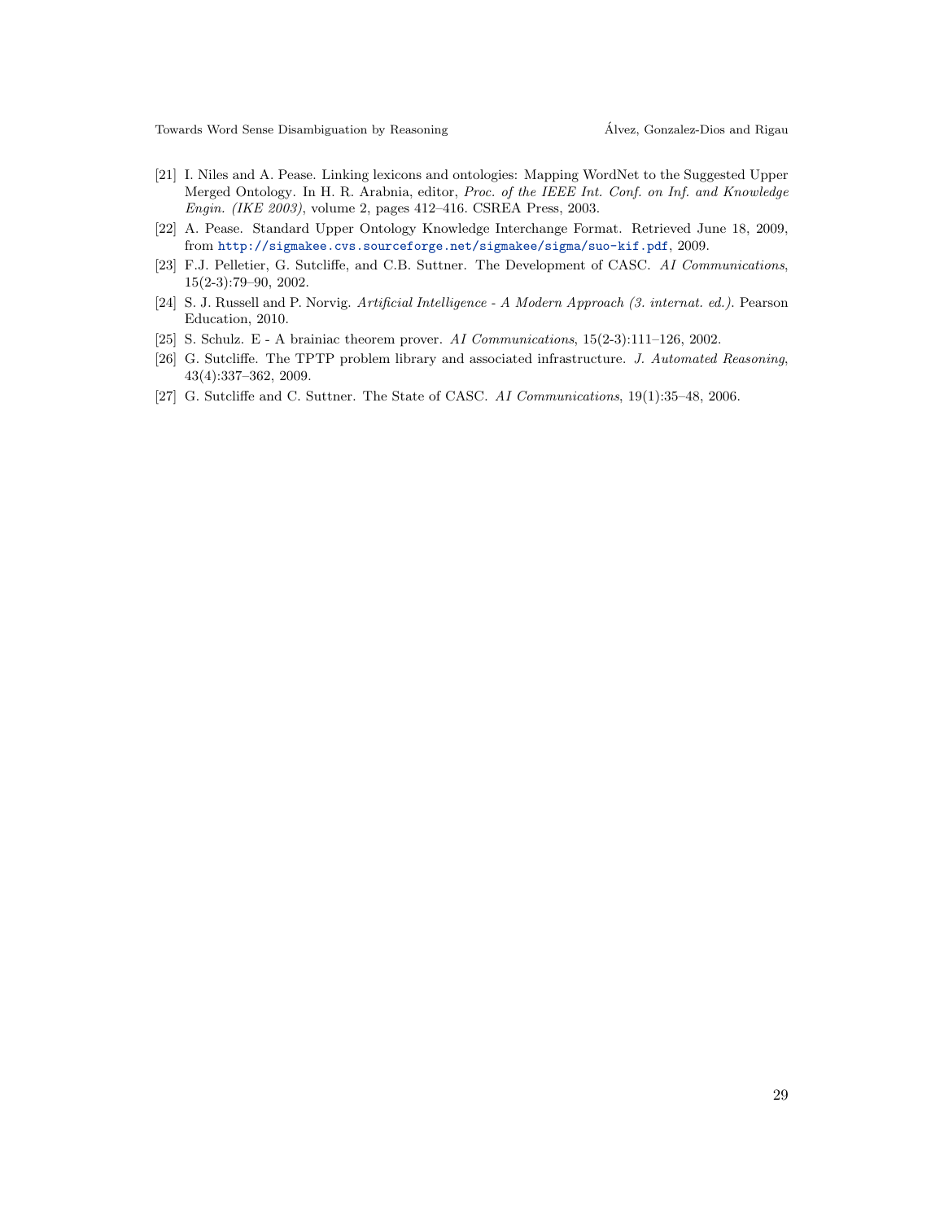[21] I. Niles and A. Pease. Linking lexicons and ontologies: Mapping WordNet to the Suggested Upper Merged Ontology. In H. R. Arabnia, editor, *Proc. of the IEEE Int. Conf. on Inf. and Knowledge Engin. (IKE 2003)*, volume 2, pages 412–416. CSREA Press, 2003.

[22] A. Pease. Standard Upper Ontology Knowledge Interchange Format. Retrieved June 18, 2009, from http://sigmakee.cvs.sourceforge.net/sigmakee/sigma/suo-kif.pdf, 2009.

[23] F.J. Pelletier, G. Sutcliffe, and C.B. Suttner. The Development of CASC. *AI Communications*, 15(2-3):79–90, 2002.

[24] S. J. Russell and P. Norvig. *Artificial Intelligence - A Modern Approach (3. internat. ed.)*. Pearson Education, 2010.

[25] S. Schulz. E - A brainiac theorem prover. *AI Communications*, 15(2-3):111–126, 2002.

[26] G. Sutcliffe. The TPTP problem library and associated infrastructure. *J. Automated Reasoning*, 43(4):337–362, 2009.

[27] G. Sutcliffe and C. Suttner. The State of CASC. *AI Communications*, 19(1):35–48, 2006.